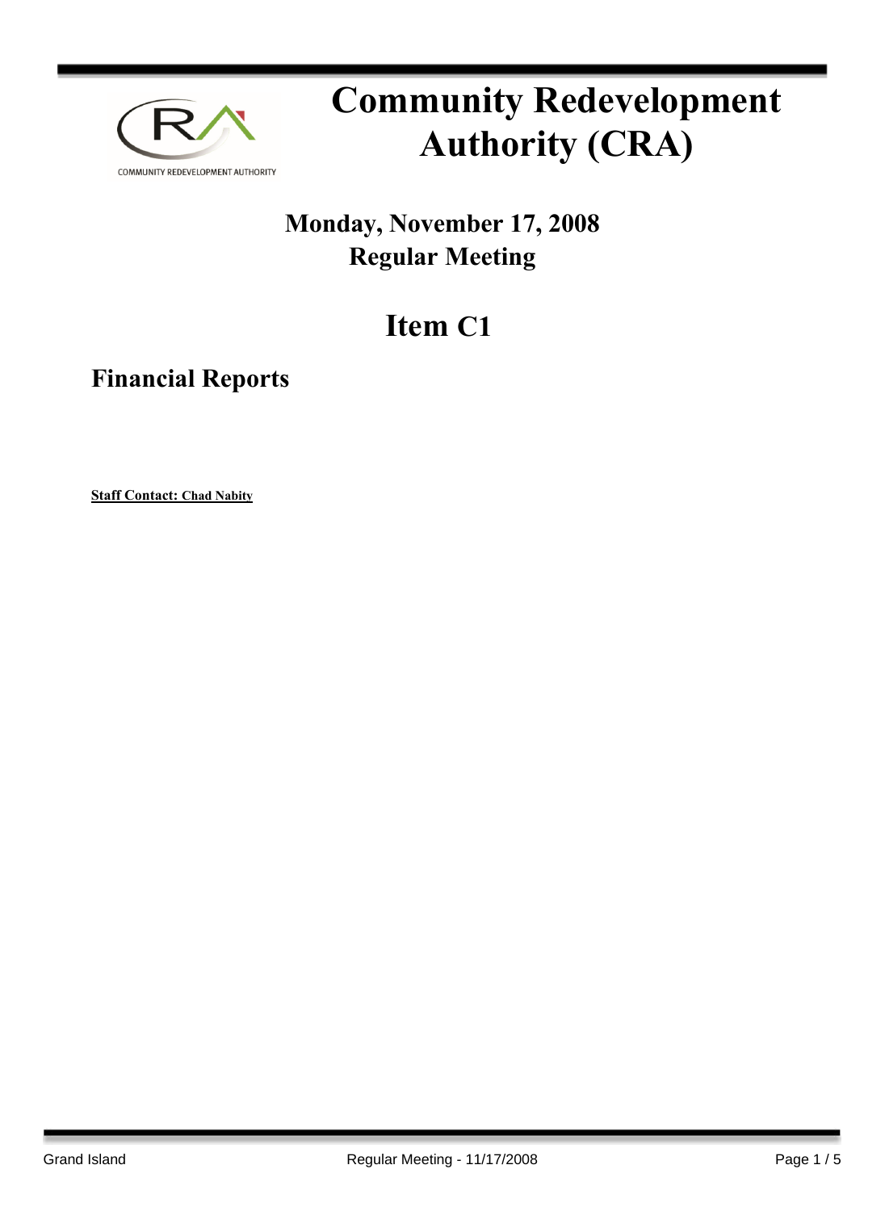# Community Redevelopment Authority (CRA)

## Monday, November 17, 2008
## Regular Meeting

# Item C1

## Financial Reports

**Staff Contact: Chad Nabity**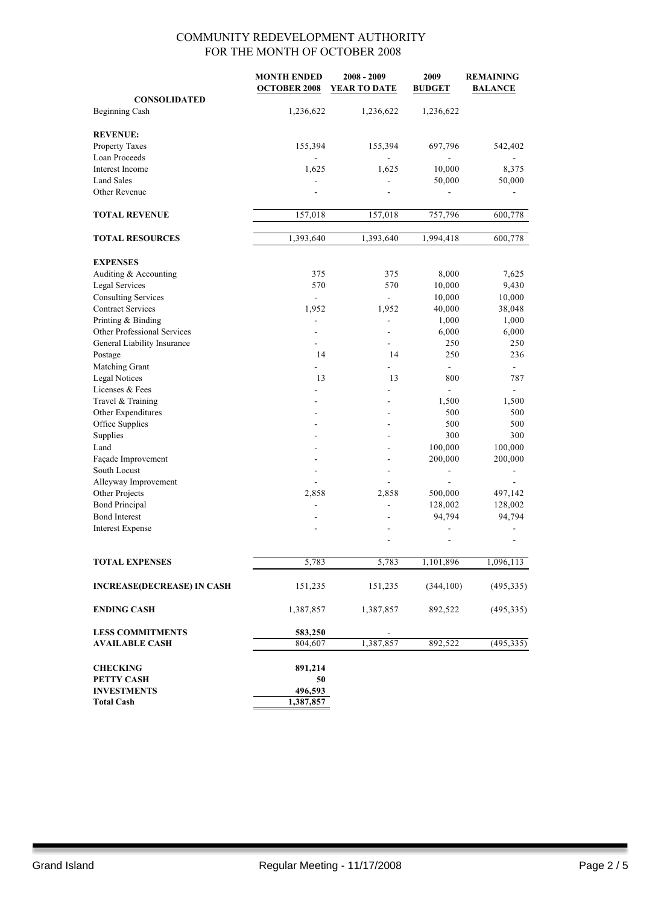# COMMUNITY REDEVELOPMENT AUTHORITY
## FOR THE MONTH OF OCTOBER 2008

| | MONTH ENDED OCTOBER 2008 | 2008 - 2009 YEAR TO DATE | 2009 BUDGET | REMAINING BALANCE |
|---|---|---|---|---|
| **CONSOLIDATED** | | | | |
| Beginning Cash | 1,236,622 | 1,236,622 | 1,236,622 | |
| | | | | |
| **REVENUE:** | | | | |
| Property Taxes | 155,394 | 155,394 | 697,796 | 542,402 |
| Loan Proceeds | - | - | - | - |
| Interest Income | 1,625 | 1,625 | 10,000 | 8,375 |
| Land Sales | - | - | 50,000 | 50,000 |
| Other Revenue | - | - | - | - |
| | | | | |
| **TOTAL REVENUE** | 157,018 | 157,018 | 757,796 | 600,778 |
| | | | | |
| **TOTAL RESOURCES** | 1,393,640 | 1,393,640 | 1,994,418 | 600,778 |
| | | | | |
| **EXPENSES** | | | | |
| Auditing & Accounting | 375 | 375 | 8,000 | 7,625 |
| Legal Services | 570 | 570 | 10,000 | 9,430 |
| Consulting Services | - | - | 10,000 | 10,000 |
| Contract Services | 1,952 | 1,952 | 40,000 | 38,048 |
| Printing & Binding | - | - | 1,000 | 1,000 |
| Other Professional Services | - | - | 6,000 | 6,000 |
| General Liability Insurance | - | - | 250 | 250 |
| Postage | 14 | 14 | 250 | 236 |
| Matching Grant | - | - | - | - |
| Legal Notices | 13 | 13 | 800 | 787 |
| Licenses & Fees | - | - | - | - |
| Travel & Training | - | - | 1,500 | 1,500 |
| Other Expenditures | - | - | 500 | 500 |
| Office Supplies | - | - | 500 | 500 |
| Supplies | - | - | 300 | 300 |
| Land | - | - | 100,000 | 100,000 |
| Façade Improvement | - | - | 200,000 | 200,000 |
| South Locust | - | - | - | - |
| Alleyway Improvement | - | - | - | - |
| Other Projects | 2,858 | 2,858 | 500,000 | 497,142 |
| Bond Principal | - | - | 128,002 | 128,002 |
| Bond Interest | - | - | 94,794 | 94,794 |
| Interest Expense | - | - | - | - |
| | | - | - | - |
| | | | | |
| **TOTAL EXPENSES** | 5,783 | 5,783 | 1,101,896 | 1,096,113 |
| | | | | |
| **INCREASE(DECREASE) IN CASH** | 151,235 | 151,235 | (344,100) | (495,335) |
| | | | | |
| **ENDING CASH** | 1,387,857 | 1,387,857 | 892,522 | (495,335) |
| | | | | |
| **LESS COMMITMENTS** | **583,250** | - | | |
| **AVAILABLE CASH** | 804,607 | 1,387,857 | 892,522 | (495,335) |
| | | | | |
| **CHECKING** | **891,214** | | | |
| **PETTY CASH** | **50** | | | |
| **INVESTMENTS** | **496,593** | | | |
| **Total Cash** | **1,387,857** | | | |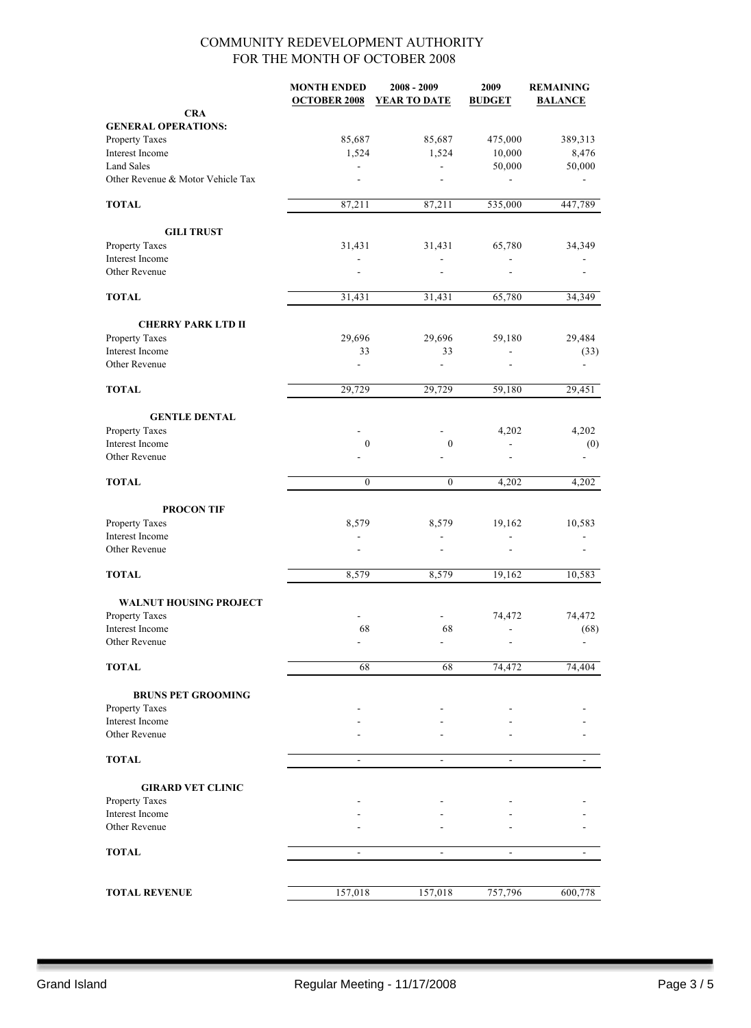# COMMUNITY REDEVELOPMENT AUTHORITY
## FOR THE MONTH OF OCTOBER 2008

| | MONTH ENDED OCTOBER 2008 | 2008 - 2009 YEAR TO DATE | 2009 BUDGET | REMAINING BALANCE |
|---|---|---|---|---|
| **CRA** | | | | |
| **GENERAL OPERATIONS:** | | | | |
| Property Taxes | 85,687 | 85,687 | 475,000 | 389,313 |
| Interest Income | 1,524 | 1,524 | 10,000 | 8,476 |
| Land Sales | - | - | 50,000 | 50,000 |
| Other Revenue & Motor Vehicle Tax | - | - | - | - |
| **TOTAL** | 87,211 | 87,211 | 535,000 | 447,789 |
| **GILI TRUST** | | | | |
| Property Taxes | 31,431 | 31,431 | 65,780 | 34,349 |
| Interest Income | - | - | - | - |
| Other Revenue | - | - | - | - |
| **TOTAL** | 31,431 | 31,431 | 65,780 | 34,349 |
| **CHERRY PARK LTD II** | | | | |
| Property Taxes | 29,696 | 29,696 | 59,180 | 29,484 |
| Interest Income | 33 | 33 | - | (33) |
| Other Revenue | - | - | - | - |
| **TOTAL** | 29,729 | 29,729 | 59,180 | 29,451 |
| **GENTLE DENTAL** | | | | |
| Property Taxes | - | - | 4,202 | 4,202 |
| Interest Income | 0 | 0 | - | (0) |
| Other Revenue | - | - | - | - |
| **TOTAL** | 0 | 0 | 4,202 | 4,202 |
| **PROCON TIF** | | | | |
| Property Taxes | 8,579 | 8,579 | 19,162 | 10,583 |
| Interest Income | - | - | - | - |
| Other Revenue | - | - | - | - |
| **TOTAL** | 8,579 | 8,579 | 19,162 | 10,583 |
| **WALNUT HOUSING PROJECT** | | | | |
| Property Taxes | - | - | 74,472 | 74,472 |
| Interest Income | 68 | 68 | - | (68) |
| Other Revenue | - | - | - | - |
| **TOTAL** | 68 | 68 | 74,472 | 74,404 |
| **BRUNS PET GROOMING** | | | | |
| Property Taxes | - | - | - | - |
| Interest Income | - | - | - | - |
| Other Revenue | - | - | - | - |
| **TOTAL** | - | - | - | - |
| **GIRARD VET CLINIC** | | | | |
| Property Taxes | - | - | - | - |
| Interest Income | - | - | - | - |
| Other Revenue | - | - | - | - |
| **TOTAL** | - | - | - | - |
| **TOTAL REVENUE** | 157,018 | 157,018 | 757,796 | 600,778 |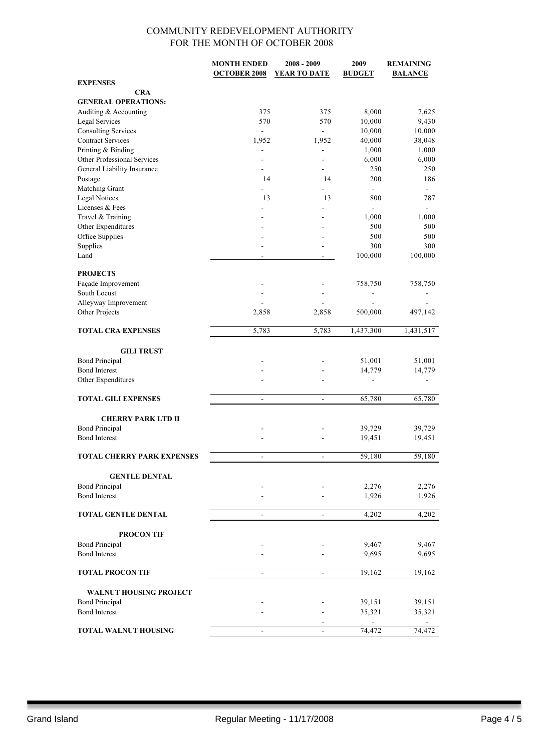# COMMUNITY REDEVELOPMENT AUTHORITY
## FOR THE MONTH OF OCTOBER 2008

| | MONTH ENDED OCTOBER 2008 | 2008 - 2009 YEAR TO DATE | 2009 BUDGET | REMAINING BALANCE |
|---|---|---|---|---|
| **EXPENSES** | | | | |
| **CRA** | | | | |
| **GENERAL OPERATIONS:** | | | | |
| Auditing & Accounting | 375 | 375 | 8,000 | 7,625 |
| Legal Services | 570 | 570 | 10,000 | 9,430 |
| Consulting Services | - | - | 10,000 | 10,000 |
| Contract Services | 1,952 | 1,952 | 40,000 | 38,048 |
| Printing & Binding | - | - | 1,000 | 1,000 |
| Other Professional Services | - | - | 6,000 | 6,000 |
| General Liability Insurance | - | - | 250 | 250 |
| Postage | 14 | 14 | 200 | 186 |
| Matching Grant | - | - | - | - |
| Legal Notices | 13 | 13 | 800 | 787 |
| Licenses & Fees | - | - | - | - |
| Travel & Training | - | - | 1,000 | 1,000 |
| Other Expenditures | - | - | 500 | 500 |
| Office Supplies | - | - | 500 | 500 |
| Supplies | - | - | 300 | 300 |
| Land | - | - | 100,000 | 100,000 |
| **PROJECTS** | | | | |
| Façade Improvement | - | - | 758,750 | 758,750 |
| South Locust | - | - | - | - |
| Alleyway Improvement | - | - | - | - |
| Other Projects | 2,858 | 2,858 | 500,000 | 497,142 |
| **TOTAL CRA EXPENSES** | 5,783 | 5,783 | 1,437,300 | 1,431,517 |
| **GILI TRUST** | | | | |
| Bond Principal | - | - | 51,001 | 51,001 |
| Bond Interest | - | - | 14,779 | 14,779 |
| Other Expenditures | - | - | - | - |
| **TOTAL GILI EXPENSES** | - | - | 65,780 | 65,780 |
| **CHERRY PARK LTD II** | | | | |
| Bond Principal | - | - | 39,729 | 39,729 |
| Bond Interest | - | - | 19,451 | 19,451 |
| **TOTAL CHERRY PARK EXPENSES** | - | - | 59,180 | 59,180 |
| **GENTLE DENTAL** | | | | |
| Bond Principal | - | - | 2,276 | 2,276 |
| Bond Interest | - | - | 1,926 | 1,926 |
| **TOTAL GENTLE DENTAL** | - | - | 4,202 | 4,202 |
| **PROCON TIF** | | | | |
| Bond Principal | - | - | 9,467 | 9,467 |
| Bond Interest | - | - | 9,695 | 9,695 |
| **TOTAL PROCON TIF** | - | - | 19,162 | 19,162 |
| **WALNUT HOUSING PROJECT** | | | | |
| Bond Principal | - | - | 39,151 | 39,151 |
| Bond Interest | - | - | 35,321 | 35,321 |
| | | - | - | - |
| **TOTAL WALNUT HOUSING** | - | - | 74,472 | 74,472 |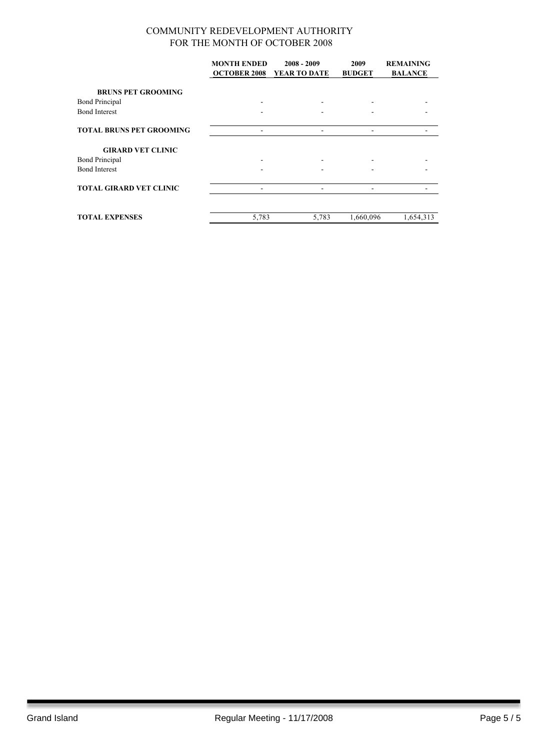COMMUNITY REDEVELOPMENT AUTHORITY
FOR THE MONTH OF OCTOBER 2008

| | MONTH ENDED OCTOBER 2008 | 2008 - 2009 YEAR TO DATE | 2009 BUDGET | REMAINING BALANCE |
|---|---|---|---|---|
| **BRUNS PET GROOMING** | | | | |
| Bond Principal | - | - | - | - |
| Bond Interest | - | - | - | - |
| **TOTAL BRUNS PET GROOMING** | - | - | - | - |
| **GIRARD VET CLINIC** | | | | |
| Bond Principal | - | - | - | - |
| Bond Interest | - | - | - | - |
| **TOTAL GIRARD VET CLINIC** | - | - | - | - |
| **TOTAL EXPENSES** | 5,783 | 5,783 | 1,660,096 | 1,654,313 |